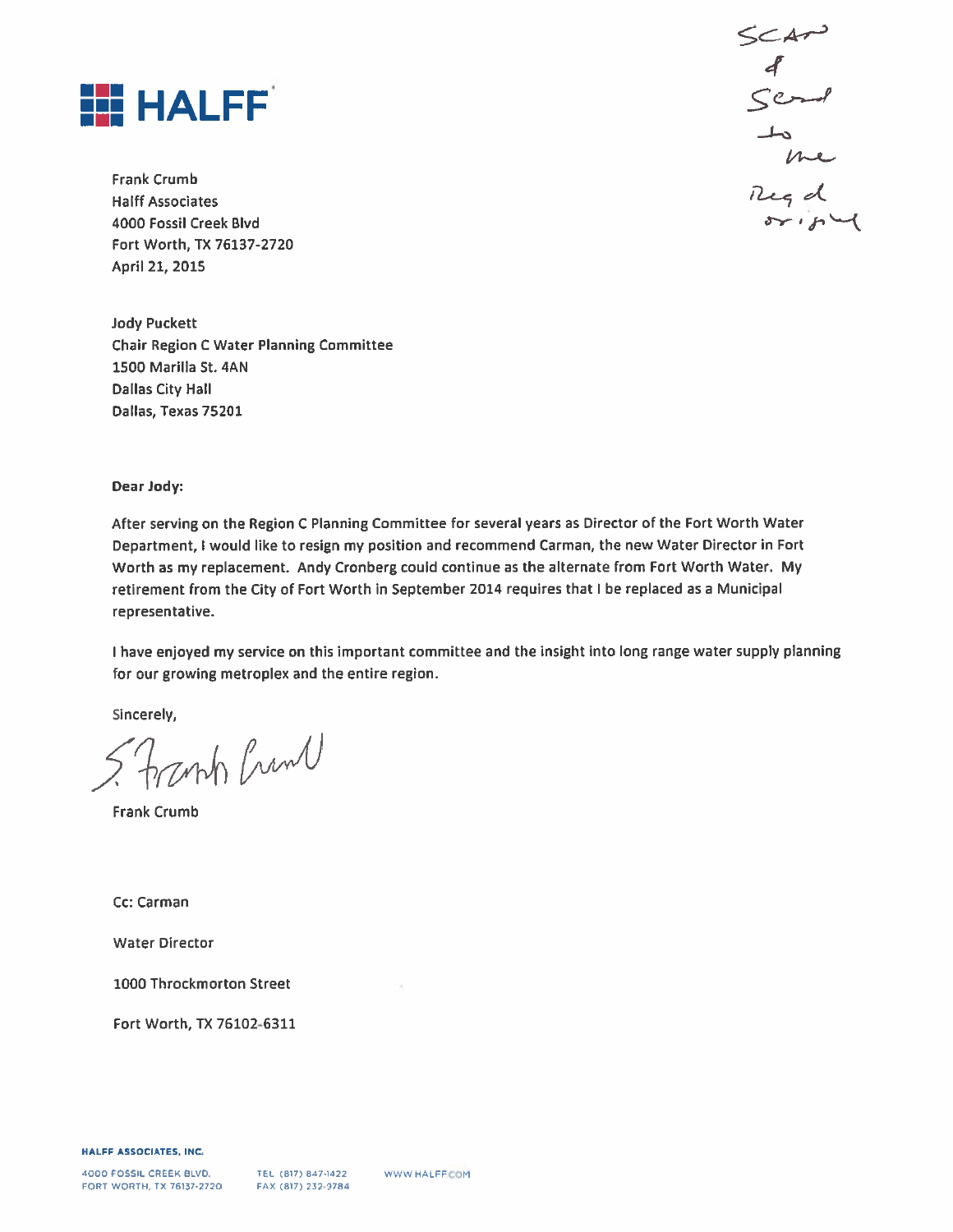HALFF

Scan & Send to me Reg'd original

Frank Crumb
Halff Associates
4000 Fossil Creek Blvd
Fort Worth, TX 76137-2720
April 21, 2015

Jody Puckett
Chair Region C Water Planning Committee
1500 Marilla St. 4AN
Dallas City Hall
Dallas, Texas 75201

**Dear Jody:**

After serving on the Region C Planning Committee for several years as Director of the Fort Worth Water Department, I would like to resign my position and recommend Carman, the new Water Director in Fort Worth as my replacement. Andy Cronberg could continue as the alternate from Fort Worth Water. My retirement from the City of Fort Worth in September 2014 requires that I be replaced as a Municipal representative.

I have enjoyed my service on this important committee and the insight into long range water supply planning for our growing metroplex and the entire region.

Sincerely,

S. Frank Crumb

Frank Crumb

Cc: Carman

Water Director

1000 Throckmorton Street

Fort Worth, TX 76102-6311

**HALFF ASSOCIATES, INC.**

4000 FOSSIL CREEK BLVD.
FORT WORTH, TX 76137-2720

TEL (817) 847-1422
FAX (817) 232-9784

WWW.HALFF.COM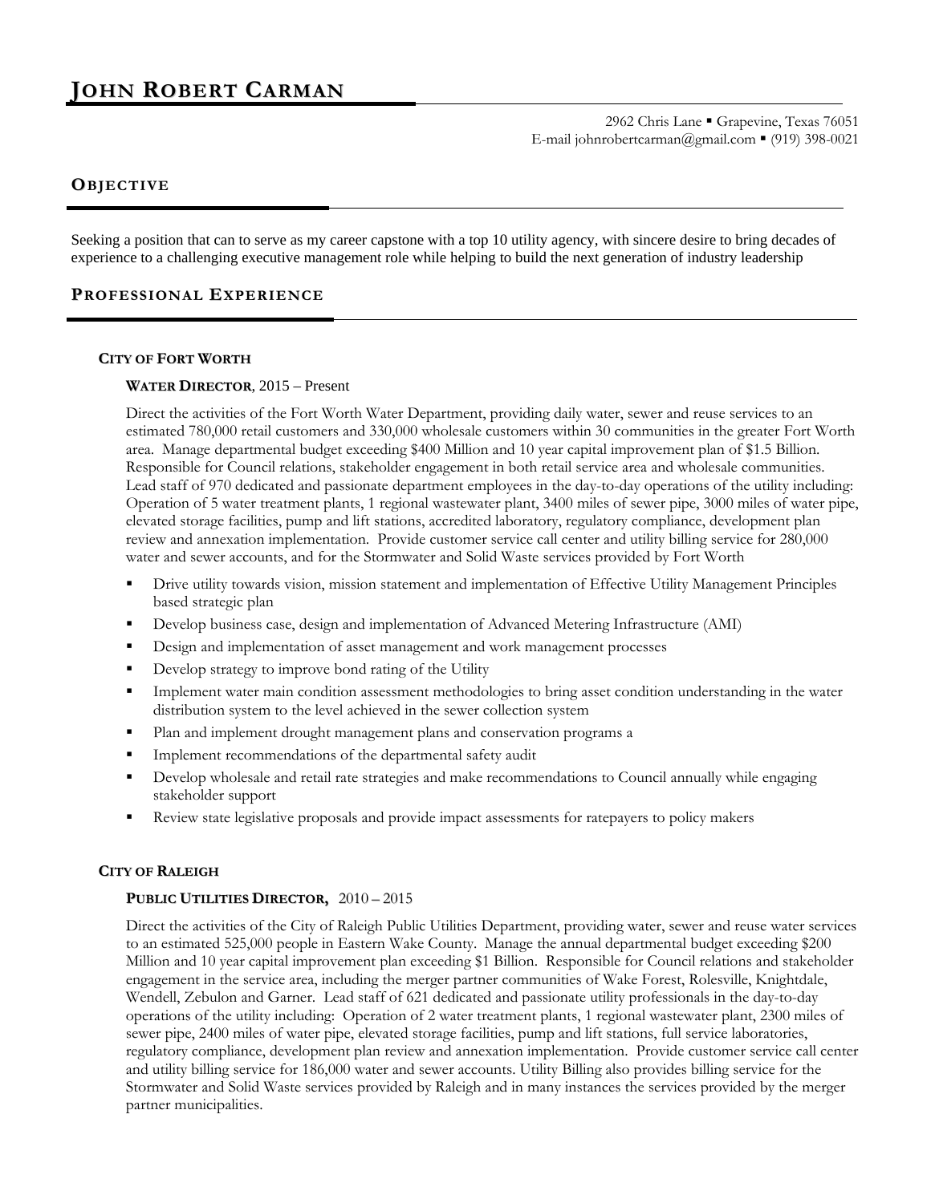# John Robert Carman

2962 Chris Lane ▪ Grapevine, Texas 76051
E-mail johnrobertcarman@gmail.com ▪ (919) 398-0021

## Objective

Seeking a position that can to serve as my career capstone with a top 10 utility agency, with sincere desire to bring decades of experience to a challenging executive management role while helping to build the next generation of industry leadership

## Professional Experience

### City of Fort Worth

**Water Director**, 2015 – Present

Direct the activities of the Fort Worth Water Department, providing daily water, sewer and reuse services to an estimated 780,000 retail customers and 330,000 wholesale customers within 30 communities in the greater Fort Worth area. Manage departmental budget exceeding $400 Million and 10 year capital improvement plan of $1.5 Billion. Responsible for Council relations, stakeholder engagement in both retail service area and wholesale communities. Lead staff of 970 dedicated and passionate department employees in the day-to-day operations of the utility including: Operation of 5 water treatment plants, 1 regional wastewater plant, 3400 miles of sewer pipe, 3000 miles of water pipe, elevated storage facilities, pump and lift stations, accredited laboratory, regulatory compliance, development plan review and annexation implementation. Provide customer service call center and utility billing service for 280,000 water and sewer accounts, and for the Stormwater and Solid Waste services provided by Fort Worth

- Drive utility towards vision, mission statement and implementation of Effective Utility Management Principles based strategic plan
- Develop business case, design and implementation of Advanced Metering Infrastructure (AMI)
- Design and implementation of asset management and work management processes
- Develop strategy to improve bond rating of the Utility
- Implement water main condition assessment methodologies to bring asset condition understanding in the water distribution system to the level achieved in the sewer collection system
- Plan and implement drought management plans and conservation programs a
- Implement recommendations of the departmental safety audit
- Develop wholesale and retail rate strategies and make recommendations to Council annually while engaging stakeholder support
- Review state legislative proposals and provide impact assessments for ratepayers to policy makers

### City of Raleigh

**Public Utilities Director,** 2010 – 2015

Direct the activities of the City of Raleigh Public Utilities Department, providing water, sewer and reuse water services to an estimated 525,000 people in Eastern Wake County. Manage the annual departmental budget exceeding $200 Million and 10 year capital improvement plan exceeding $1 Billion. Responsible for Council relations and stakeholder engagement in the service area, including the merger partner communities of Wake Forest, Rolesville, Knightdale, Wendell, Zebulon and Garner. Lead staff of 621 dedicated and passionate utility professionals in the day-to-day operations of the utility including: Operation of 2 water treatment plants, 1 regional wastewater plant, 2300 miles of sewer pipe, 2400 miles of water pipe, elevated storage facilities, pump and lift stations, full service laboratories, regulatory compliance, development plan review and annexation implementation. Provide customer service call center and utility billing service for 186,000 water and sewer accounts. Utility Billing also provides billing service for the Stormwater and Solid Waste services provided by Raleigh and in many instances the services provided by the merger partner municipalities.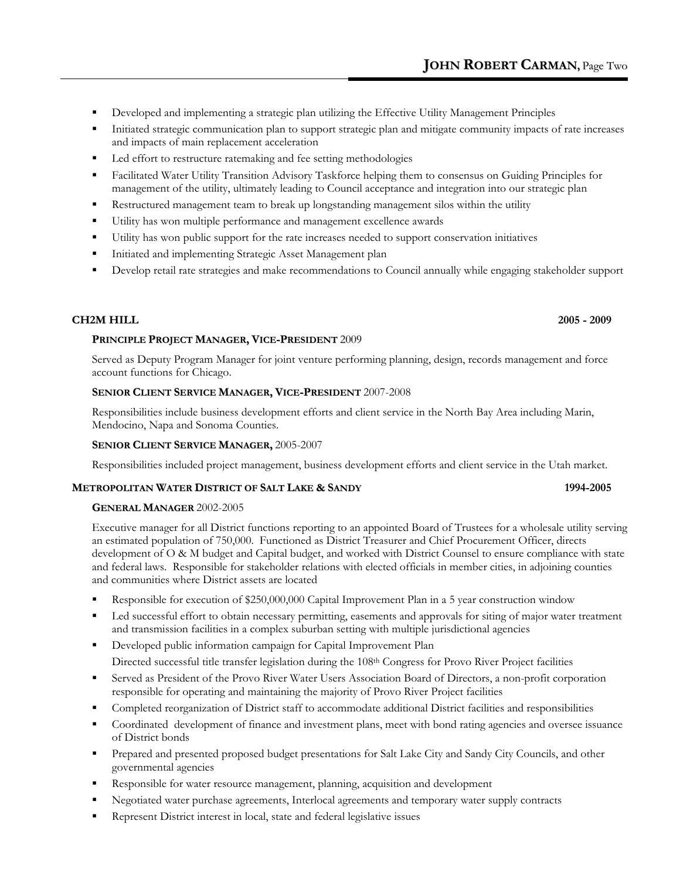- Developed and implementing a strategic plan utilizing the Effective Utility Management Principles
- Initiated strategic communication plan to support strategic plan and mitigate community impacts of rate increases and impacts of main replacement acceleration
- Led effort to restructure ratemaking and fee setting methodologies
- Facilitated Water Utility Transition Advisory Taskforce helping them to consensus on Guiding Principles for management of the utility, ultimately leading to Council acceptance and integration into our strategic plan
- Restructured management team to break up longstanding management silos within the utility
- Utility has won multiple performance and management excellence awards
- Utility has won public support for the rate increases needed to support conservation initiatives
- Initiated and implementing Strategic Asset Management plan
- Develop retail rate strategies and make recommendations to Council annually while engaging stakeholder support

**CH2M HILL** **2005 - 2009**

**PRINCIPLE PROJECT MANAGER, VICE-PRESIDENT** 2009

Served as Deputy Program Manager for joint venture performing planning, design, records management and force account functions for Chicago.

**SENIOR CLIENT SERVICE MANAGER, VICE-PRESIDENT** 2007-2008

Responsibilities include business development efforts and client service in the North Bay Area including Marin, Mendocino, Napa and Sonoma Counties.

**SENIOR CLIENT SERVICE MANAGER,** 2005-2007

Responsibilities included project management, business development efforts and client service in the Utah market.

**METROPOLITAN WATER DISTRICT OF SALT LAKE & SANDY** **1994-2005**

**GENERAL MANAGER** 2002-2005

Executive manager for all District functions reporting to an appointed Board of Trustees for a wholesale utility serving an estimated population of 750,000. Functioned as District Treasurer and Chief Procurement Officer, directs development of O & M budget and Capital budget, and worked with District Counsel to ensure compliance with state and federal laws. Responsible for stakeholder relations with elected officials in member cities, in adjoining counties and communities where District assets are located

- Responsible for execution of $250,000,000 Capital Improvement Plan in a 5 year construction window
- Led successful effort to obtain necessary permitting, easements and approvals for siting of major water treatment and transmission facilities in a complex suburban setting with multiple jurisdictional agencies
- Developed public information campaign for Capital Improvement Plan
  Directed successful title transfer legislation during the 108th Congress for Provo River Project facilities
- Served as President of the Provo River Water Users Association Board of Directors, a non-profit corporation responsible for operating and maintaining the majority of Provo River Project facilities
- Completed reorganization of District staff to accommodate additional District facilities and responsibilities
- Coordinated development of finance and investment plans, meet with bond rating agencies and oversee issuance of District bonds
- Prepared and presented proposed budget presentations for Salt Lake City and Sandy City Councils, and other governmental agencies
- Responsible for water resource management, planning, acquisition and development
- Negotiated water purchase agreements, Interlocal agreements and temporary water supply contracts
- Represent District interest in local, state and federal legislative issues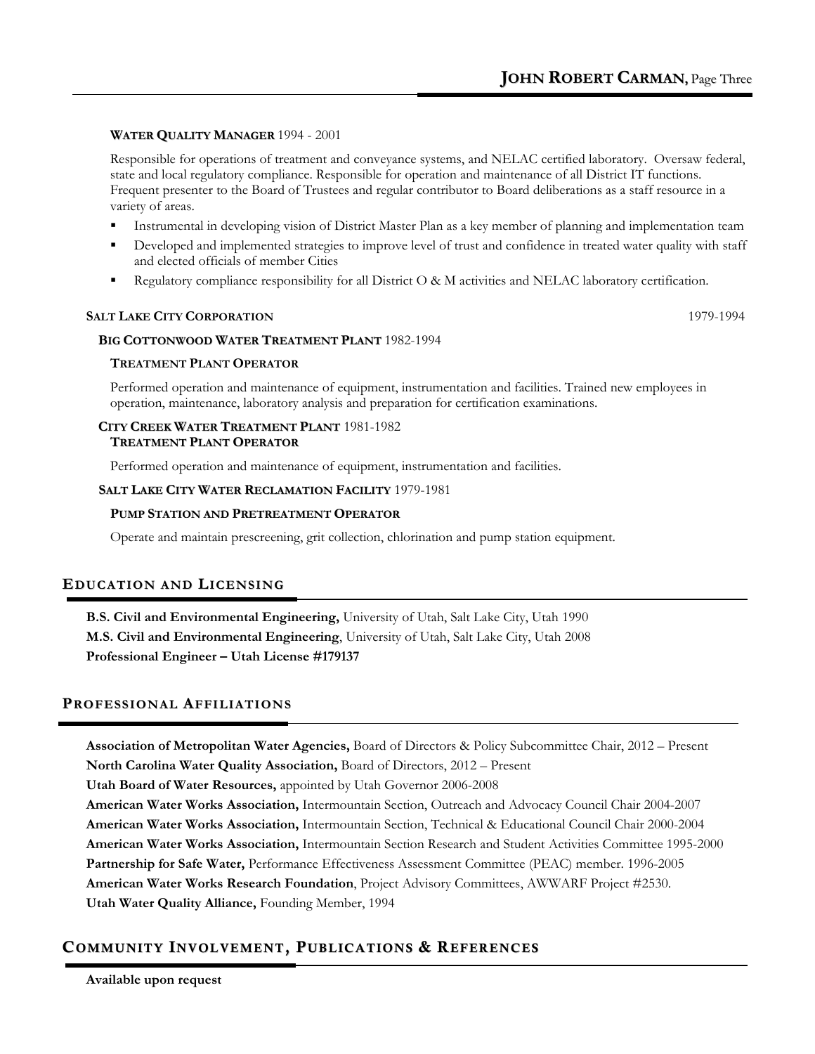**WATER QUALITY MANAGER** 1994 - 2001

Responsible for operations of treatment and conveyance systems, and NELAC certified laboratory. Oversaw federal, state and local regulatory compliance. Responsible for operation and maintenance of all District IT functions. Frequent presenter to the Board of Trustees and regular contributor to Board deliberations as a staff resource in a variety of areas.

- Instrumental in developing vision of District Master Plan as a key member of planning and implementation team
- Developed and implemented strategies to improve level of trust and confidence in treated water quality with staff and elected officials of member Cities
- Regulatory compliance responsibility for all District O & M activities and NELAC laboratory certification.

**SALT LAKE CITY CORPORATION** 1979-1994

**BIG COTTONWOOD WATER TREATMENT PLANT** 1982-1994

**TREATMENT PLANT OPERATOR**

Performed operation and maintenance of equipment, instrumentation and facilities. Trained new employees in operation, maintenance, laboratory analysis and preparation for certification examinations.

**CITY CREEK WATER TREATMENT PLANT** 1981-1982
**TREATMENT PLANT OPERATOR**

Performed operation and maintenance of equipment, instrumentation and facilities.

**SALT LAKE CITY WATER RECLAMATION FACILITY** 1979-1981

**PUMP STATION AND PRETREATMENT OPERATOR**

Operate and maintain prescreening, grit collection, chlorination and pump station equipment.

## EDUCATION AND LICENSING

**B.S. Civil and Environmental Engineering,** University of Utah, Salt Lake City, Utah 1990
**M.S. Civil and Environmental Engineering**, University of Utah, Salt Lake City, Utah 2008
**Professional Engineer – Utah License #179137**

## PROFESSIONAL AFFILIATIONS

**Association of Metropolitan Water Agencies,** Board of Directors & Policy Subcommittee Chair, 2012 – Present
**North Carolina Water Quality Association,** Board of Directors, 2012 – Present
**Utah Board of Water Resources,** appointed by Utah Governor 2006-2008
**American Water Works Association,** Intermountain Section, Outreach and Advocacy Council Chair 2004-2007
**American Water Works Association,** Intermountain Section, Technical & Educational Council Chair 2000-2004
**American Water Works Association,** Intermountain Section Research and Student Activities Committee 1995-2000
**Partnership for Safe Water,** Performance Effectiveness Assessment Committee (PEAC) member. 1996-2005
**American Water Works Research Foundation**, Project Advisory Committees, AWWARF Project #2530.
**Utah Water Quality Alliance,** Founding Member, 1994

## COMMUNITY INVOLVEMENT, PUBLICATIONS & REFERENCES

**Available upon request**